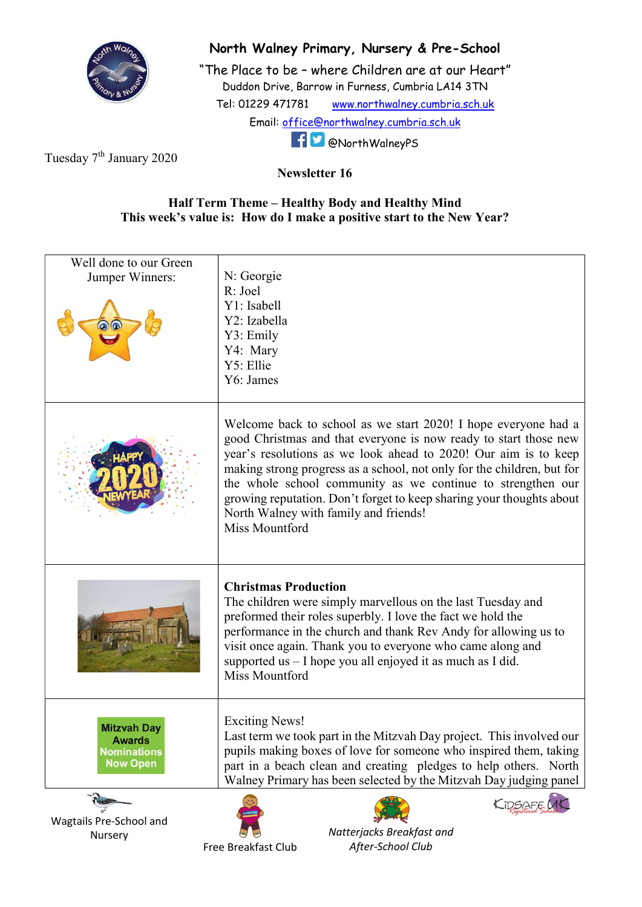# North Walney Primary, Nursery & Pre-School

"The Place to be – where Children are at our Heart"

Duddon Drive, Barrow in Furness, Cumbria LA14 3TN

Tel: 01229 471781 www.northwalney.cumbria.sch.uk

Email: office@northwalney.cumbria.sch.uk

@NorthWalneyPS

Tuesday 7th January 2020

**Newsletter 16**

**Half Term Theme – Healthy Body and Healthy Mind**
**This week's value is: How do I make a positive start to the New Year?**

| Well done to our Green Jumper Winners: | N: Georgie<br>R: Joel<br>Y1: Isabell<br>Y2: Izabella<br>Y3: Emily<br>Y4: Mary<br>Y5: Ellie<br>Y6: James |
|---|---|
| | Welcome back to school as we start 2020! I hope everyone had a good Christmas and that everyone is now ready to start those new year's resolutions as we look ahead to 2020! Our aim is to keep making strong progress as a school, not only for the children, but for the whole school community as we continue to strengthen our growing reputation. Don't forget to keep sharing your thoughts about North Walney with family and friends!<br>Miss Mountford |
| | **Christmas Production**<br>The children were simply marvellous on the last Tuesday and preformed their roles superbly. I love the fact we hold the performance in the church and thank Rev Andy for allowing us to visit once again. Thank you to everyone who came along and supported us – I hope you all enjoyed it as much as I did.<br>Miss Mountford |
| Mitzvah Day Awards Nominations Now Open | Exciting News!<br>Last term we took part in the Mitzvah Day project. This involved our pupils making boxes of love for someone who inspired them, taking part in a beach clean and creating pledges to help others. North Walney Primary has been selected by the Mitzvah Day judging panel |

Wagtails Pre-School and Nursery

Free Breakfast Club

*Natterjacks Breakfast and After-School Club*

KidsafeUK Registered School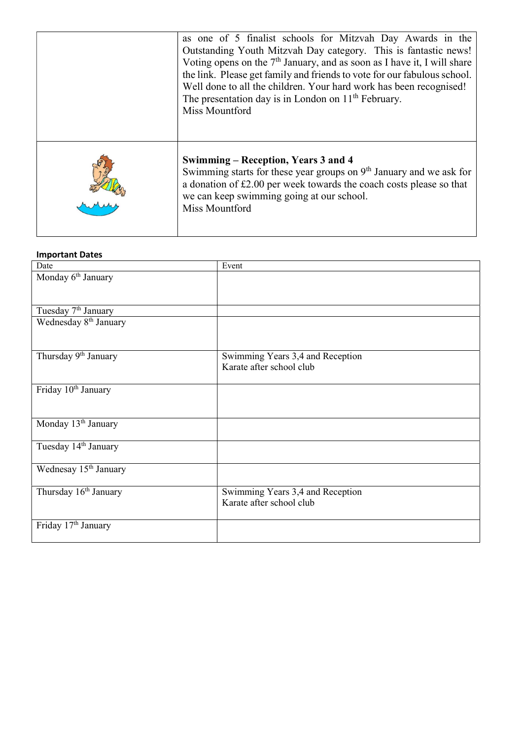| | |
|---|---|
| | as one of 5 finalist schools for Mitzvah Day Awards in the Outstanding Youth Mitzvah Day category. This is fantastic news! Voting opens on the 7th January, and as soon as I have it, I will share the link. Please get family and friends to vote for our fabulous school. Well done to all the children. Your hard work has been recognised! The presentation day is in London on 11th February. Miss Mountford |
| | **Swimming – Reception, Years 3 and 4** Swimming starts for these year groups on 9th January and we ask for a donation of £2.00 per week towards the coach costs please so that we can keep swimming going at our school. Miss Mountford |

**Important Dates**

| Date | Event |
|---|---|
| Monday 6th January | |
| Tuesday 7th January | |
| Wednesday 8th January | |
| Thursday 9th January | Swimming Years 3,4 and Reception<br>Karate after school club |
| Friday 10th January | |
| Monday 13th January | |
| Tuesday 14th January | |
| Wednesay 15th January | |
| Thursday 16th January | Swimming Years 3,4 and Reception<br>Karate after school club |
| Friday 17th January | |